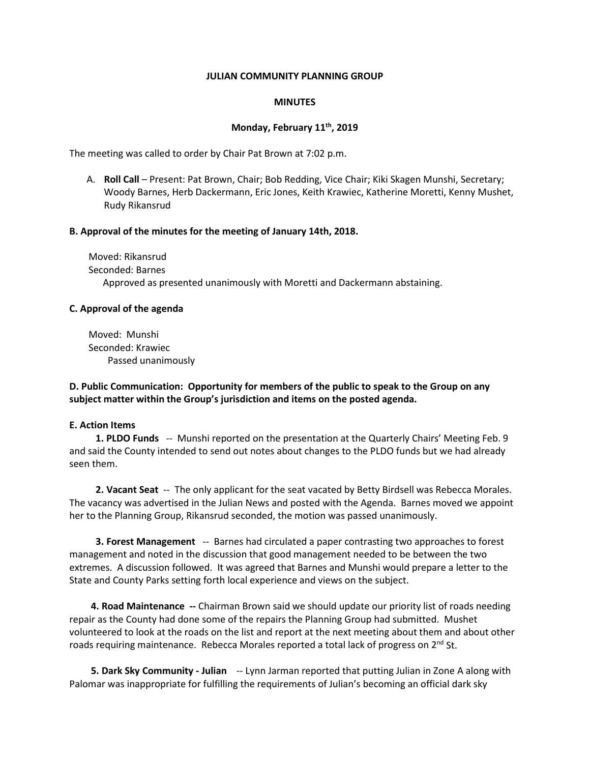**JULIAN COMMUNITY PLANNING GROUP**

**MINUTES**

**Monday, February 11th, 2019**

The meeting was called to order by Chair Pat Brown at 7:02 p.m.

A. **Roll Call** – Present: Pat Brown, Chair; Bob Redding, Vice Chair; Kiki Skagen Munshi, Secretary; Woody Barnes, Herb Dackermann, Eric Jones, Keith Krawiec, Katherine Moretti, Kenny Mushet, Rudy Rikansrud

**B. Approval of the minutes for the meeting of January 14th, 2018.**

Moved: Rikansrud
Seconded: Barnes
Approved as presented unanimously with Moretti and Dackermann abstaining.

**C. Approval of the agenda**

Moved: Munshi
Seconded: Krawiec
Passed unanimously

**D. Public Communication: Opportunity for members of the public to speak to the Group on any subject matter within the Group's jurisdiction and items on the posted agenda.**

**E. Action Items**

**1. PLDO Funds** -- Munshi reported on the presentation at the Quarterly Chairs' Meeting Feb. 9 and said the County intended to send out notes about changes to the PLDO funds but we had already seen them.

**2. Vacant Seat** -- The only applicant for the seat vacated by Betty Birdsell was Rebecca Morales. The vacancy was advertised in the Julian News and posted with the Agenda. Barnes moved we appoint her to the Planning Group, Rikansrud seconded, the motion was passed unanimously.

**3. Forest Management** -- Barnes had circulated a paper contrasting two approaches to forest management and noted in the discussion that good management needed to be between the two extremes. A discussion followed. It was agreed that Barnes and Munshi would prepare a letter to the State and County Parks setting forth local experience and views on the subject.

**4. Road Maintenance --** Chairman Brown said we should update our priority list of roads needing repair as the County had done some of the repairs the Planning Group had submitted. Mushet volunteered to look at the roads on the list and report at the next meeting about them and about other roads requiring maintenance. Rebecca Morales reported a total lack of progress on 2nd St.

**5. Dark Sky Community - Julian** -- Lynn Jarman reported that putting Julian in Zone A along with Palomar was inappropriate for fulfilling the requirements of Julian's becoming an official dark sky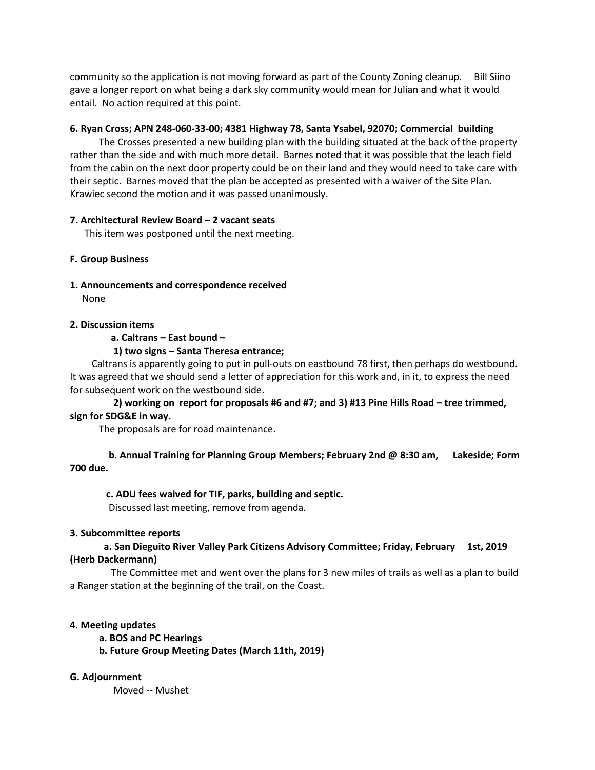community so the application is not moving forward as part of the County Zoning cleanup. Bill Siino gave a longer report on what being a dark sky community would mean for Julian and what it would entail. No action required at this point.

**6. Ryan Cross; APN 248-060-33-00; 4381 Highway 78, Santa Ysabel, 92070; Commercial building**

The Crosses presented a new building plan with the building situated at the back of the property rather than the side and with much more detail. Barnes noted that it was possible that the leach field from the cabin on the next door property could be on their land and they would need to take care with their septic. Barnes moved that the plan be accepted as presented with a waiver of the Site Plan. Krawiec second the motion and it was passed unanimously.

**7. Architectural Review Board – 2 vacant seats**

This item was postponed until the next meeting.

**F. Group Business**

**1. Announcements and correspondence received**

None

**2. Discussion items**

**a. Caltrans – East bound –**

**1) two signs – Santa Theresa entrance;**

Caltrans is apparently going to put in pull-outs on eastbound 78 first, then perhaps do westbound. It was agreed that we should send a letter of appreciation for this work and, in it, to express the need for subsequent work on the westbound side.

**2) working on report for proposals #6 and #7; and 3) #13 Pine Hills Road – tree trimmed, sign for SDG&E in way.**

The proposals are for road maintenance.

**b. Annual Training for Planning Group Members; February 2nd @ 8:30 am, Lakeside; Form 700 due.**

**c. ADU fees waived for TIF, parks, building and septic.**

Discussed last meeting, remove from agenda.

**3. Subcommittee reports**

**a. San Dieguito River Valley Park Citizens Advisory Committee; Friday, February 1st, 2019 (Herb Dackermann)**

The Committee met and went over the plans for 3 new miles of trails as well as a plan to build a Ranger station at the beginning of the trail, on the Coast.

**4. Meeting updates**

**a. BOS and PC Hearings**

**b. Future Group Meeting Dates (March 11th, 2019)**

**G. Adjournment**

Moved -- Mushet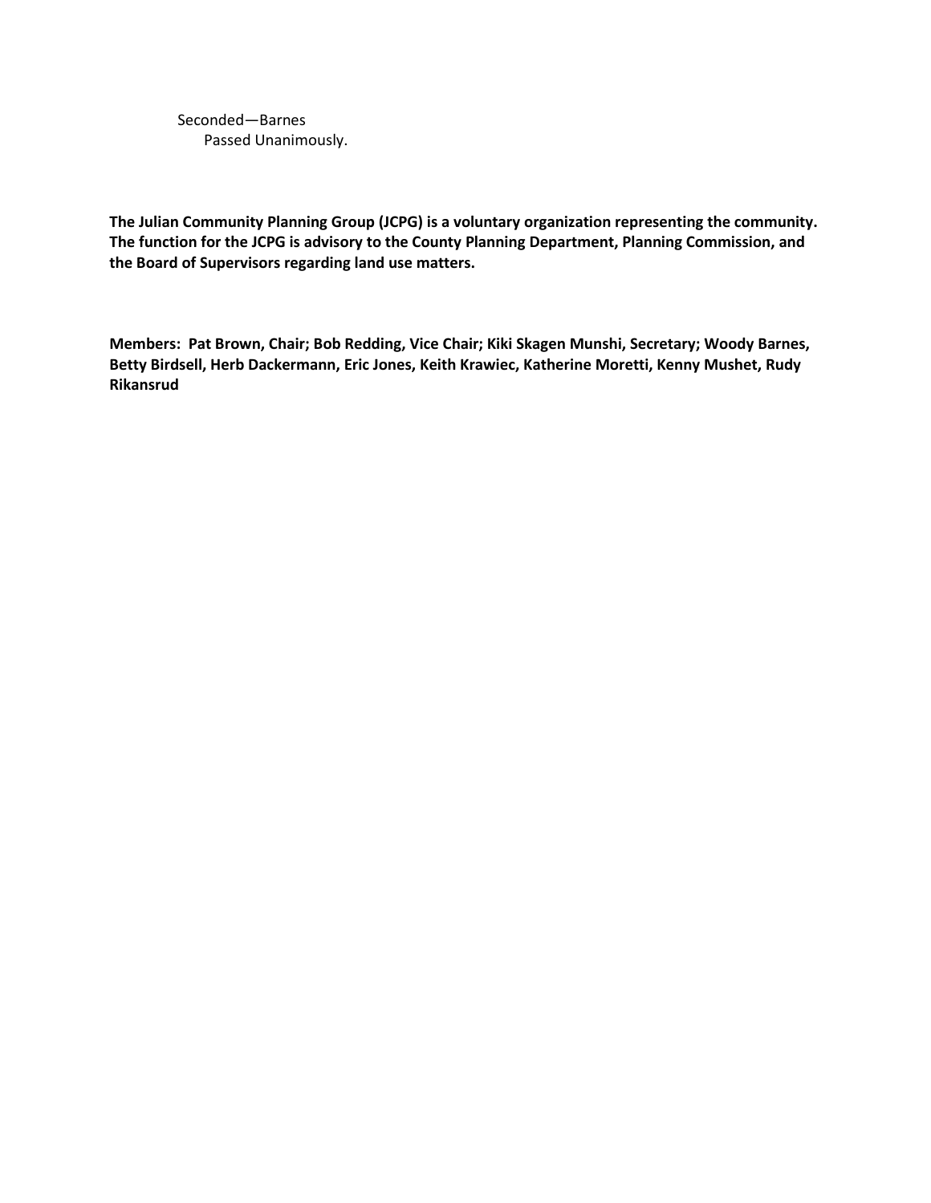Seconded—Barnes
Passed Unanimously.

**The Julian Community Planning Group (JCPG) is a voluntary organization representing the community. The function for the JCPG is advisory to the County Planning Department, Planning Commission, and the Board of Supervisors regarding land use matters.**

**Members: Pat Brown, Chair; Bob Redding, Vice Chair; Kiki Skagen Munshi, Secretary; Woody Barnes, Betty Birdsell, Herb Dackermann, Eric Jones, Keith Krawiec, Katherine Moretti, Kenny Mushet, Rudy Rikansrud**